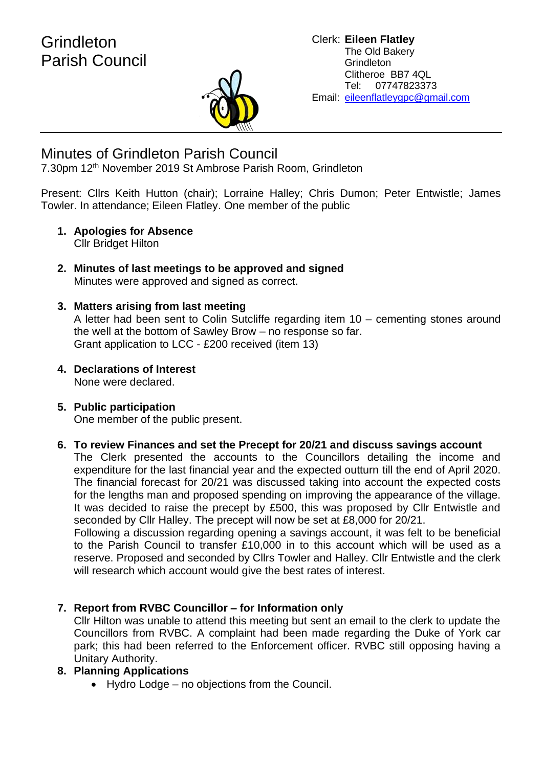# Grindleton Parish Council

Clerk: **Eileen Flatley**
The Old Bakery
Grindleton
Clitheroe BB7 4QL
Tel: 07747823373
Email: eileenflatleygpc@gmail.com

## Minutes of Grindleton Parish Council

7.30pm 12th November 2019 St Ambrose Parish Room, Grindleton

Present: Cllrs Keith Hutton (chair); Lorraine Halley; Chris Dumon; Peter Entwistle; James Towler. In attendance; Eileen Flatley. One member of the public

1. **Apologies for Absence**
   Cllr Bridget Hilton

2. **Minutes of last meetings to be approved and signed**
   Minutes were approved and signed as correct.

3. **Matters arising from last meeting**
   A letter had been sent to Colin Sutcliffe regarding item 10 – cementing stones around the well at the bottom of Sawley Brow – no response so far.
   Grant application to LCC - £200 received (item 13)

4. **Declarations of Interest**
   None were declared.

5. **Public participation**
   One member of the public present.

6. **To review Finances and set the Precept for 20/21 and discuss savings account**
   The Clerk presented the accounts to the Councillors detailing the income and expenditure for the last financial year and the expected outturn till the end of April 2020. The financial forecast for 20/21 was discussed taking into account the expected costs for the lengths man and proposed spending on improving the appearance of the village. It was decided to raise the precept by £500, this was proposed by Cllr Entwistle and seconded by Cllr Halley. The precept will now be set at £8,000 for 20/21.
   Following a discussion regarding opening a savings account, it was felt to be beneficial to the Parish Council to transfer £10,000 in to this account which will be used as a reserve. Proposed and seconded by Cllrs Towler and Halley. Cllr Entwistle and the clerk will research which account would give the best rates of interest.

7. **Report from RVBC Councillor – for Information only**
   Cllr Hilton was unable to attend this meeting but sent an email to the clerk to update the Councillors from RVBC. A complaint had been made regarding the Duke of York car park; this had been referred to the Enforcement officer. RVBC still opposing having a Unitary Authority.

8. **Planning Applications**
   - Hydro Lodge – no objections from the Council.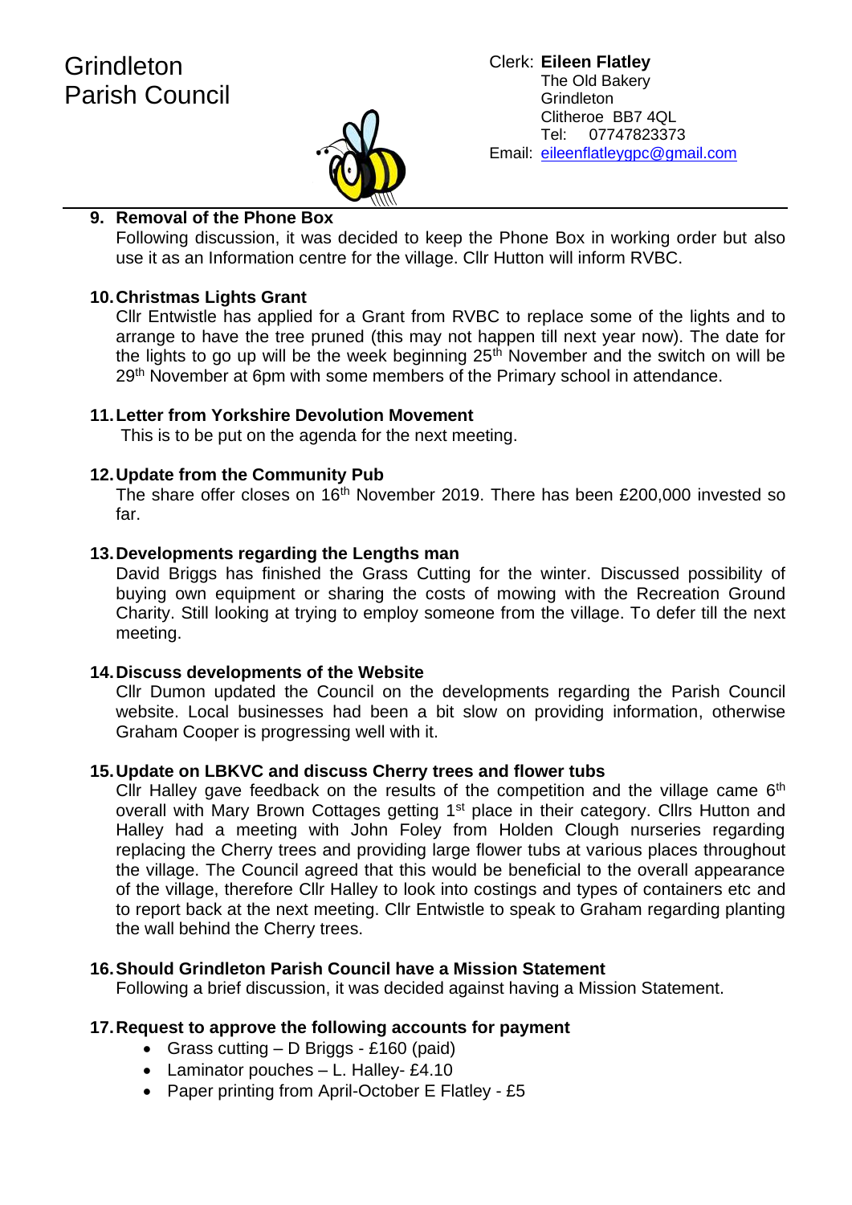Grindleton Parish Council

Clerk: **Eileen Flatley**
The Old Bakery
Grindleton
Clitheroe BB7 4QL
Tel: 07747823373
Email: eileenflatleygpc@gmail.com

### 9. Removal of the Phone Box

Following discussion, it was decided to keep the Phone Box in working order but also use it as an Information centre for the village. Cllr Hutton will inform RVBC.

### 10. Christmas Lights Grant

Cllr Entwistle has applied for a Grant from RVBC to replace some of the lights and to arrange to have the tree pruned (this may not happen till next year now). The date for the lights to go up will be the week beginning 25th November and the switch on will be 29th November at 6pm with some members of the Primary school in attendance.

### 11. Letter from Yorkshire Devolution Movement

This is to be put on the agenda for the next meeting.

### 12. Update from the Community Pub

The share offer closes on 16th November 2019. There has been £200,000 invested so far.

### 13. Developments regarding the Lengths man

David Briggs has finished the Grass Cutting for the winter. Discussed possibility of buying own equipment or sharing the costs of mowing with the Recreation Ground Charity. Still looking at trying to employ someone from the village. To defer till the next meeting.

### 14. Discuss developments of the Website

Cllr Dumon updated the Council on the developments regarding the Parish Council website. Local businesses had been a bit slow on providing information, otherwise Graham Cooper is progressing well with it.

### 15. Update on LBKVC and discuss Cherry trees and flower tubs

Cllr Halley gave feedback on the results of the competition and the village came 6th overall with Mary Brown Cottages getting 1st place in their category. Cllrs Hutton and Halley had a meeting with John Foley from Holden Clough nurseries regarding replacing the Cherry trees and providing large flower tubs at various places throughout the village. The Council agreed that this would be beneficial to the overall appearance of the village, therefore Cllr Halley to look into costings and types of containers etc and to report back at the next meeting. Cllr Entwistle to speak to Graham regarding planting the wall behind the Cherry trees.

### 16. Should Grindleton Parish Council have a Mission Statement

Following a brief discussion, it was decided against having a Mission Statement.

### 17. Request to approve the following accounts for payment

- Grass cutting – D Briggs - £160 (paid)
- Laminator pouches – L. Halley- £4.10
- Paper printing from April-October E Flatley - £5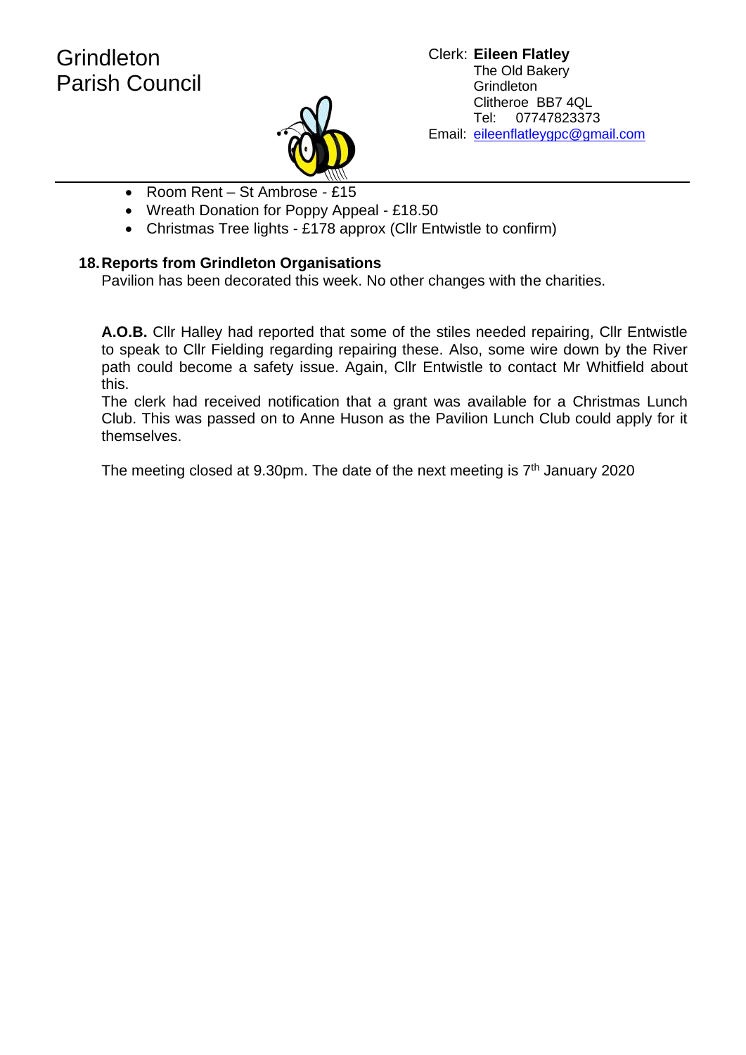- Room Rent – St Ambrose - £15
- Wreath Donation for Poppy Appeal - £18.50
- Christmas Tree lights - £178 approx (Cllr Entwistle to confirm)

**18. Reports from Grindleton Organisations**

Pavilion has been decorated this week. No other changes with the charities.

**A.O.B.** Cllr Halley had reported that some of the stiles needed repairing, Cllr Entwistle to speak to Cllr Fielding regarding repairing these. Also, some wire down by the River path could become a safety issue. Again, Cllr Entwistle to contact Mr Whitfield about this.

The clerk had received notification that a grant was available for a Christmas Lunch Club. This was passed on to Anne Huson as the Pavilion Lunch Club could apply for it themselves.

The meeting closed at 9.30pm. The date of the next meeting is 7th January 2020